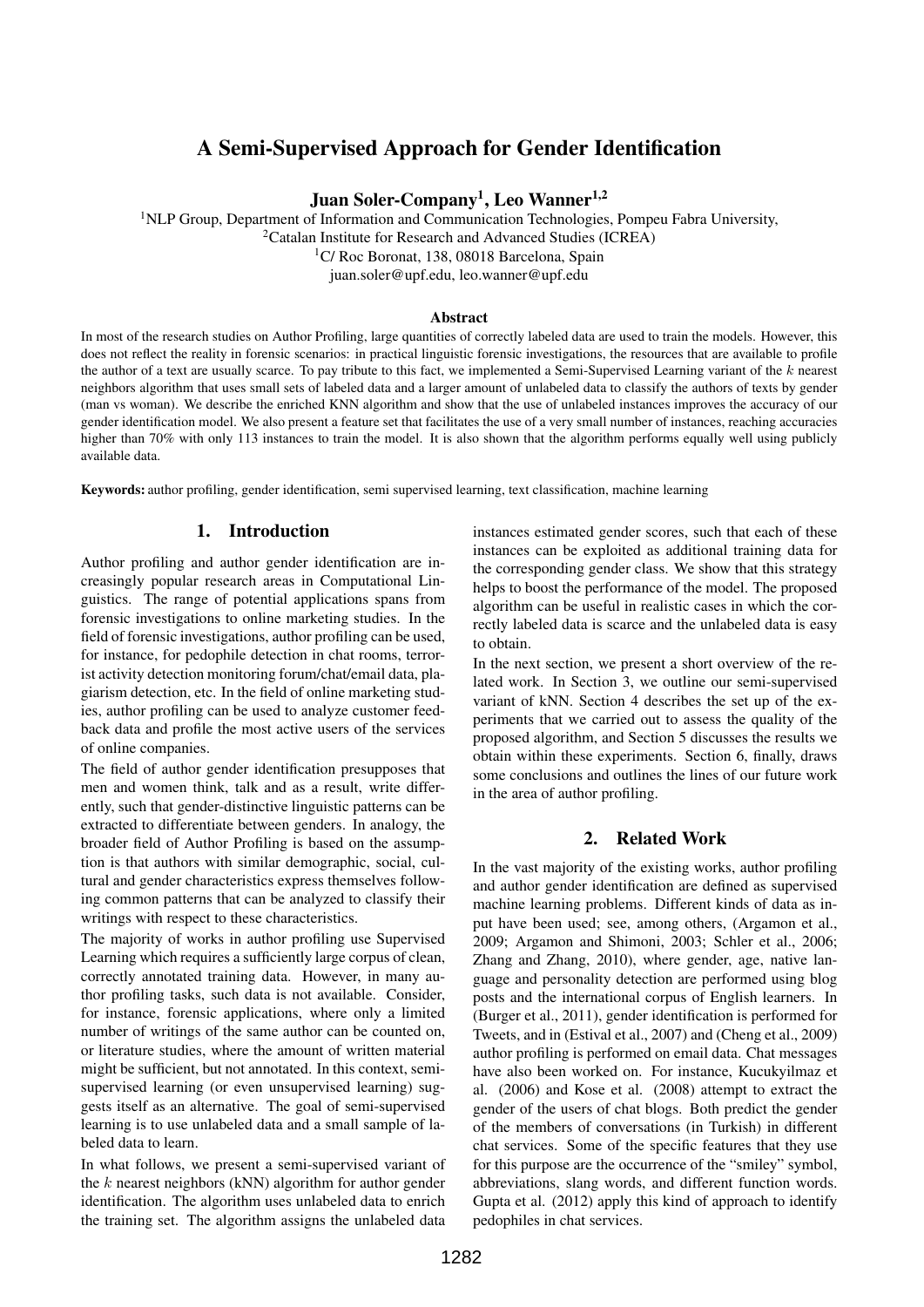# A Semi-Supervised Approach for Gender Identification

**Juan Soler-Company[1], Leo Wanner[1,2]**

[1]NLP Group, Department of Information and Communication Technologies, Pompeu Fabra University,
[2]Catalan Institute for Research and Advanced Studies (ICREA)
[1]C/ Roc Boronat, 138, 08018 Barcelona, Spain
juan.soler@upf.edu, leo.wanner@upf.edu

### Abstract

In most of the research studies on Author Profiling, large quantities of correctly labeled data are used to train the models. However, this does not reflect the reality in forensic scenarios: in practical linguistic forensic investigations, the resources that are available to profile the author of a text are usually scarce. To pay tribute to this fact, we implemented a Semi-Supervised Learning variant of the $k$ nearest neighbors algorithm that uses small sets of labeled data and a larger amount of unlabeled data to classify the authors of texts by gender (man vs woman). We describe the enriched KNN algorithm and show that the use of unlabeled instances improves the accuracy of our gender identification model. We also present a feature set that facilitates the use of a very small number of instances, reaching accuracies higher than 70% with only 113 instances to train the model. It is also shown that the algorithm performs equally well using publicly available data.

**Keywords:** author profiling, gender identification, semi supervised learning, text classification, machine learning

## 1. Introduction

Author profiling and author gender identification are increasingly popular research areas in Computational Linguistics. The range of potential applications spans from forensic investigations to online marketing studies. In the field of forensic investigations, author profiling can be used, for instance, for pedophile detection in chat rooms, terrorist activity detection monitoring forum/chat/email data, plagiarism detection, etc. In the field of online marketing studies, author profiling can be used to analyze customer feedback data and profile the most active users of the services of online companies.

The field of author gender identification presupposes that men and women think, talk and as a result, write differently, such that gender-distinctive linguistic patterns can be extracted to differentiate between genders. In analogy, the broader field of Author Profiling is based on the assumption is that authors with similar demographic, social, cultural and gender characteristics express themselves following common patterns that can be analyzed to classify their writings with respect to these characteristics.

The majority of works in author profiling use Supervised Learning which requires a sufficiently large corpus of clean, correctly annotated training data. However, in many author profiling tasks, such data is not available. Consider, for instance, forensic applications, where only a limited number of writings of the same author can be counted on, or literature studies, where the amount of written material might be sufficient, but not annotated. In this context, semi-supervised learning (or even unsupervised learning) suggests itself as an alternative. The goal of semi-supervised learning is to use unlabeled data and a small sample of labeled data to learn.

In what follows, we present a semi-supervised variant of the $k$ nearest neighbors (kNN) algorithm for author gender identification. The algorithm uses unlabeled data to enrich the training set. The algorithm assigns the unlabeled data instances estimated gender scores, such that each of these instances can be exploited as additional training data for the corresponding gender class. We show that this strategy helps to boost the performance of the model. The proposed algorithm can be useful in realistic cases in which the correctly labeled data is scarce and the unlabeled data is easy to obtain.

In the next section, we present a short overview of the related work. In Section 3, we outline our semi-supervised variant of kNN. Section 4 describes the set up of the experiments that we carried out to assess the quality of the proposed algorithm, and Section 5 discusses the results we obtain within these experiments. Section 6, finally, draws some conclusions and outlines the lines of our future work in the area of author profiling.

## 2. Related Work

In the vast majority of the existing works, author profiling and author gender identification are defined as supervised machine learning problems. Different kinds of data as input have been used; see, among others, (Argamon et al., 2009; Argamon and Shimoni, 2003; Schler et al., 2006; Zhang and Zhang, 2010), where gender, age, native language and personality detection are performed using blog posts and the international corpus of English learners. In (Burger et al., 2011), gender identification is performed for Tweets, and in (Estival et al., 2007) and (Cheng et al., 2009) author profiling is performed on email data. Chat messages have also been worked on. For instance, Kucukyilmaz et al. (2006) and Kose et al. (2008) attempt to extract the gender of the users of chat blogs. Both predict the gender of the members of conversations (in Turkish) in different chat services. Some of the specific features that they use for this purpose are the occurrence of the "smiley" symbol, abbreviations, slang words, and different function words. Gupta et al. (2012) apply this kind of approach to identify pedophiles in chat services.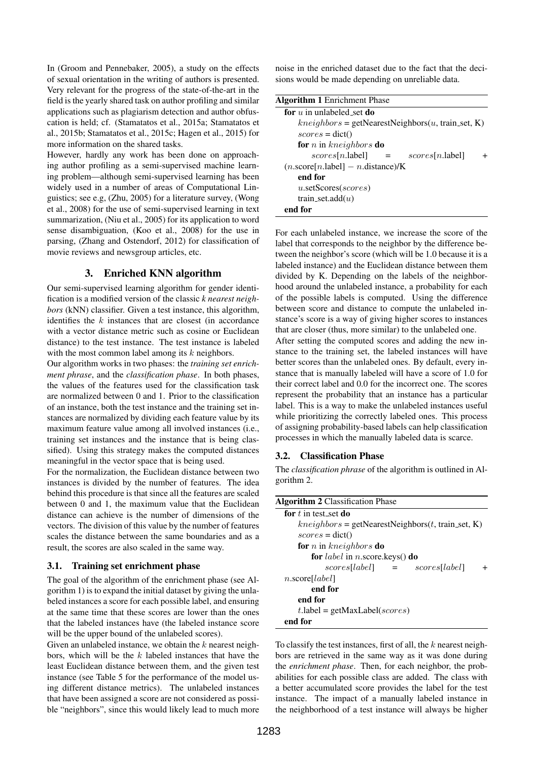In (Groom and Pennebaker, 2005), a study on the effects of sexual orientation in the writing of authors is presented. Very relevant for the progress of the state-of-the-art in the field is the yearly shared task on author profiling and similar applications such as plagiarism detection and author obfuscation is held; cf. (Stamatatos et al., 2015a; Stamatatos et al., 2015b; Stamatatos et al., 2015c; Hagen et al., 2015) for more information on the shared tasks.

However, hardly any work has been done on approaching author profiling as a semi-supervised machine learning problem—although semi-supervised learning has been widely used in a number of areas of Computational Linguistics; see e.g, (Zhu, 2005) for a literature survey, (Wong et al., 2008) for the use of semi-supervised learning in text summarization, (Niu et al., 2005) for its application to word sense disambiguation, (Koo et al., 2008) for the use in parsing, (Zhang and Ostendorf, 2012) for classification of movie reviews and newsgroup articles, etc.

## 3. Enriched KNN algorithm

Our semi-supervised learning algorithm for gender identification is a modified version of the classic *k nearest neighbors* (kNN) classifier. Given a test instance, this algorithm, identifies the $k$ instances that are closest (in accordance with a vector distance metric such as cosine or Euclidean distance) to the test instance. The test instance is labeled with the most common label among its $k$ neighbors.

Our algorithm works in two phases: the *training set enrichment phrase*, and the *classification phase*. In both phases, the values of the features used for the classification task are normalized between 0 and 1. Prior to the classification of an instance, both the test instance and the training set instances are normalized by dividing each feature value by its maximum feature value among all involved instances (i.e., training set instances and the instance that is being classified). Using this strategy makes the computed distances meaningful in the vector space that is being used.

For the normalization, the Euclidean distance between two instances is divided by the number of features. The idea behind this procedure is that since all the features are scaled between 0 and 1, the maximum value that the Euclidean distance can achieve is the number of dimensions of the vectors. The division of this value by the number of features scales the distance between the same boundaries and as a result, the scores are also scaled in the same way.

### 3.1. Training set enrichment phase

The goal of the algorithm of the enrichment phase (see Algorithm 1) is to expand the initial dataset by giving the unlabeled instances a score for each possible label, and ensuring at the same time that these scores are lower than the ones that the labeled instances have (the labeled instance score will be the upper bound of the unlabeled scores).

Given an unlabeled instance, we obtain the $k$ nearest neighbors, which will be the $k$ labeled instances that have the least Euclidean distance between them, and the given test instance (see Table 5 for the performance of the model using different distance metrics). The unlabeled instances that have been assigned a score are not considered as possible "neighbors", since this would likely lead to much more noise in the enriched dataset due to the fact that the decisions would be made depending on unreliable data.

**Algorithm 1** Enrichment Phase

```
for u in unlabeled_set do
    kneighbors = getNearestNeighbors(u, train_set, K)
    scores = dict()
    for n in kneighbors do
        scores[n.label] = scores[n.label] + (n.score[n.label] − n.distance)/K
    end for
    u.setScores(scores)
    train_set.add(u)
end for
```

For each unlabeled instance, we increase the score of the label that corresponds to the neighbor by the difference between the neighbor's score (which will be 1.0 because it is a labeled instance) and the Euclidean distance between them divided by K. Depending on the labels of the neighborhood around the unlabeled instance, a probability for each of the possible labels is computed. Using the difference between score and distance to compute the unlabeled instance's score is a way of giving higher scores to instances that are closer (thus, more similar) to the unlabeled one.

After setting the computed scores and adding the new instance to the training set, the labeled instances will have better scores than the unlabeled ones. By default, every instance that is manually labeled will have a score of 1.0 for their correct label and 0.0 for the incorrect one. The scores represent the probability that an instance has a particular label. This is a way to make the unlabeled instances useful while prioritizing the correctly labeled ones. This process of assigning probability-based labels can help classification processes in which the manually labeled data is scarce.

### 3.2. Classification Phase

The *classification phrase* of the algorithm is outlined in Algorithm 2.

**Algorithm 2** Classification Phase

```
for t in test_set do
    kneighbors = getNearestNeighbors(t, train_set, K)
    scores = dict()
    for n in kneighbors do
        for label in n.score.keys() do
            scores[label] = scores[label] + n.score[label]
        end for
    end for
    t.label = getMaxLabel(scores)
end for
```

To classify the test instances, first of all, the $k$ nearest neighbors are retrieved in the same way as it was done during the *enrichment phase*. Then, for each neighbor, the probabilities for each possible class are added. The class with a better accumulated score provides the label for the test instance. The impact of a manually labeled instance in the neighborhood of a test instance will always be higher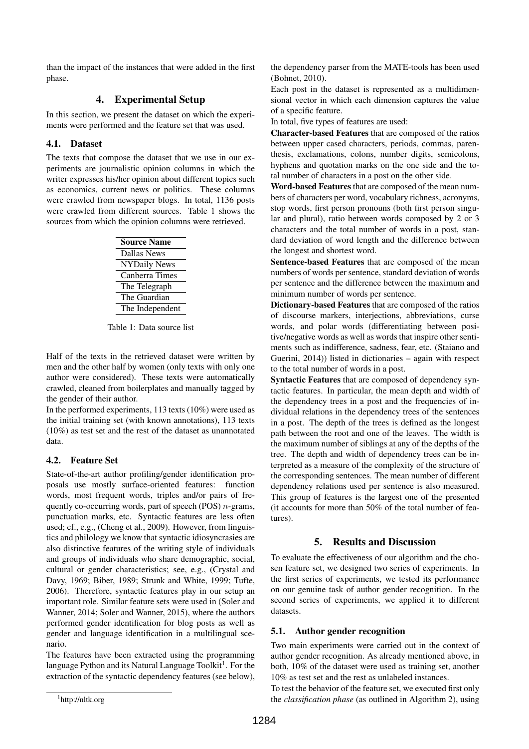than the impact of the instances that were added in the first phase.

## 4. Experimental Setup

In this section, we present the dataset on which the experiments were performed and the feature set that was used.

### 4.1. Dataset

The texts that compose the dataset that we use in our experiments are journalistic opinion columns in which the writer expresses his/her opinion about different topics such as economics, current news or politics. These columns were crawled from newspaper blogs. In total, 1136 posts were crawled from different sources. Table 1 shows the sources from which the opinion columns were retrieved.

| Source Name |
|---|
| Dallas News |
| NYDaily News |
| Canberra Times |
| The Telegraph |
| The Guardian |
| The Independent |

Table 1: Data source list

Half of the texts in the retrieved dataset were written by men and the other half by women (only texts with only one author were considered). These texts were automatically crawled, cleaned from boilerplates and manually tagged by the gender of their author.

In the performed experiments, 113 texts (10%) were used as the initial training set (with known annotations), 113 texts (10%) as test set and the rest of the dataset as unannotated data.

### 4.2. Feature Set

State-of-the-art author profiling/gender identification proposals use mostly surface-oriented features: function words, most frequent words, triples and/or pairs of frequently co-occurring words, part of speech (POS) $n$-grams, punctuation marks, etc. Syntactic features are less often used; cf., e.g., (Cheng et al., 2009). However, from linguistics and philology we know that syntactic idiosyncrasies are also distinctive features of the writing style of individuals and groups of individuals who share demographic, social, cultural or gender characteristics; see, e.g., (Crystal and Davy, 1969; Biber, 1989; Strunk and White, 1999; Tufte, 2006). Therefore, syntactic features play in our setup an important role. Similar feature sets were used in (Soler and Wanner, 2014; Soler and Wanner, 2015), where the authors performed gender identification for blog posts as well as gender and language identification in a multilingual scenario.

The features have been extracted using the programming language Python and its Natural Language Toolkit[1]. For the extraction of the syntactic dependency features (see below), the dependency parser from the MATE-tools has been used (Bohnet, 2010).

Each post in the dataset is represented as a multidimensional vector in which each dimension captures the value of a specific feature.

In total, five types of features are used:

**Character-based Features** that are composed of the ratios between upper cased characters, periods, commas, parenthesis, exclamations, colons, number digits, semicolons, hyphens and quotation marks on the one side and the total number of characters in a post on the other side.

**Word-based Features** that are composed of the mean numbers of characters per word, vocabulary richness, acronyms, stop words, first person pronouns (both first person singular and plural), ratio between words composed by 2 or 3 characters and the total number of words in a post, standard deviation of word length and the difference between the longest and shortest word.

**Sentence-based Features** that are composed of the mean numbers of words per sentence, standard deviation of words per sentence and the difference between the maximum and minimum number of words per sentence.

**Dictionary-based Features** that are composed of the ratios of discourse markers, interjections, abbreviations, curse words, and polar words (differentiating between positive/negative words as well as words that inspire other sentiments such as indifference, sadness, fear, etc. (Staiano and Guerini, 2014)) listed in dictionaries – again with respect to the total number of words in a post.

**Syntactic Features** that are composed of dependency syntactic features. In particular, the mean depth and width of the dependency trees in a post and the frequencies of individual relations in the dependency trees of the sentences in a post. The depth of the trees is defined as the longest path between the root and one of the leaves. The width is the maximum number of siblings at any of the depths of the tree. The depth and width of dependency trees can be interpreted as a measure of the complexity of the structure of the corresponding sentences. The mean number of different dependency relations used per sentence is also measured. This group of features is the largest one of the presented (it accounts for more than 50% of the total number of features).

## 5. Results and Discussion

To evaluate the effectiveness of our algorithm and the chosen feature set, we designed two series of experiments. In the first series of experiments, we tested its performance on our genuine task of author gender recognition. In the second series of experiments, we applied it to different datasets.

### 5.1. Author gender recognition

Two main experiments were carried out in the context of author gender recognition. As already mentioned above, in both, 10% of the dataset were used as training set, another 10% as test set and the rest as unlabeled instances.

To test the behavior of the feature set, we executed first only the *classification phase* (as outlined in Algorithm 2), using

[1] http://nltk.org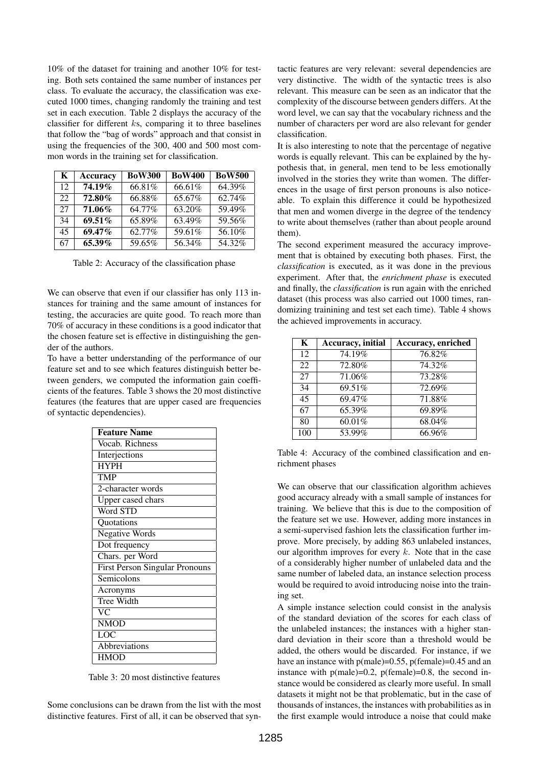10% of the dataset for training and another 10% for testing. Both sets contained the same number of instances per class. To evaluate the accuracy, the classification was executed 1000 times, changing randomly the training and test set in each execution. Table 2 displays the accuracy of the classifier for different $k$s, comparing it to three baselines that follow the "bag of words" approach and that consist in using the frequencies of the 300, 400 and 500 most common words in the training set for classification.

| K | Accuracy | BoW300 | BoW400 | BoW500 |
|---|---|---|---|---|
| 12 | **74.19%** | 66.81% | 66.61% | 64.39% |
| 22 | **72.80%** | 66.88% | 65.67% | 62.74% |
| 27 | **71.06%** | 64.77% | 63.20% | 59.49% |
| 34 | **69.51%** | 65.89% | 63.49% | 59.56% |
| 45 | **69.47%** | 62.77% | 59.61% | 56.10% |
| 67 | **65.39%** | 59.65% | 56.34% | 54.32% |

Table 2: Accuracy of the classification phase

We can observe that even if our classifier has only 113 instances for training and the same amount of instances for testing, the accuracies are quite good. To reach more than 70% of accuracy in these conditions is a good indicator that the chosen feature set is effective in distinguishing the gender of the authors.

To have a better understanding of the performance of our feature set and to see which features distinguish better between genders, we computed the information gain coefficients of the features. Table 3 shows the 20 most distinctive features (the features that are upper cased are frequencies of syntactic dependencies).

| Feature Name |
|---|
| Vocab. Richness |
| Interjections |
| HYPH |
| TMP |
| 2-character words |
| Upper cased chars |
| Word STD |
| Quotations |
| Negative Words |
| Dot frequency |
| Chars. per Word |
| First Person Singular Pronouns |
| Semicolons |
| Acronyms |
| Tree Width |
| VC |
| NMOD |
| LOC |
| Abbreviations |
| HMOD |

Table 3: 20 most distinctive features

Some conclusions can be drawn from the list with the most distinctive features. First of all, it can be observed that syntactic features are very relevant: several dependencies are very distinctive. The width of the syntactic trees is also relevant. This measure can be seen as an indicator that the complexity of the discourse between genders differs. At the word level, we can say that the vocabulary richness and the number of characters per word are also relevant for gender classification.

It is also interesting to note that the percentage of negative words is equally relevant. This can be explained by the hypothesis that, in general, men tend to be less emotionally involved in the stories they write than women. The differences in the usage of first person pronouns is also noticeable. To explain this difference it could be hypothesized that men and women diverge in the degree of the tendency to write about themselves (rather than about people around them).

The second experiment measured the accuracy improvement that is obtained by executing both phases. First, the *classification* is executed, as it was done in the previous experiment. After that, the *enrichment phase* is executed and finally, the *classification* is run again with the enriched dataset (this process was also carried out 1000 times, randomizing trainining and test set each time). Table 4 shows the achieved improvements in accuracy.

| K | Accuracy, initial | Accuracy, enriched |
|---|---|---|
| 12 | 74.19% | 76.82% |
| 22 | 72.80% | 74.32% |
| 27 | 71.06% | 73.28% |
| 34 | 69.51% | 72.69% |
| 45 | 69.47% | 71.88% |
| 67 | 65.39% | 69.89% |
| 80 | 60.01% | 68.04% |
| 100 | 53.99% | 66.96% |

Table 4: Accuracy of the combined classification and enrichment phases

We can observe that our classification algorithm achieves good accuracy already with a small sample of instances for training. We believe that this is due to the composition of the feature set we use. However, adding more instances in a semi-supervised fashion lets the classification further improve. More precisely, by adding 863 unlabeled instances, our algorithm improves for every $k$. Note that in the case of a considerably higher number of unlabeled data and the same number of labeled data, an instance selection process would be required to avoid introducing noise into the training set.

A simple instance selection could consist in the analysis of the standard deviation of the scores for each class of the unlabeled instances; the instances with a higher standard deviation in their score than a threshold would be added, the others would be discarded. For instance, if we have an instance with p(male)=0.55, p(female)=0.45 and an instance with p(male)=0.2, p(female)=0.8, the second instance would be considered as clearly more useful. In small datasets it might not be that problematic, but in the case of thousands of instances, the instances with probabilities as in the first example would introduce a noise that could make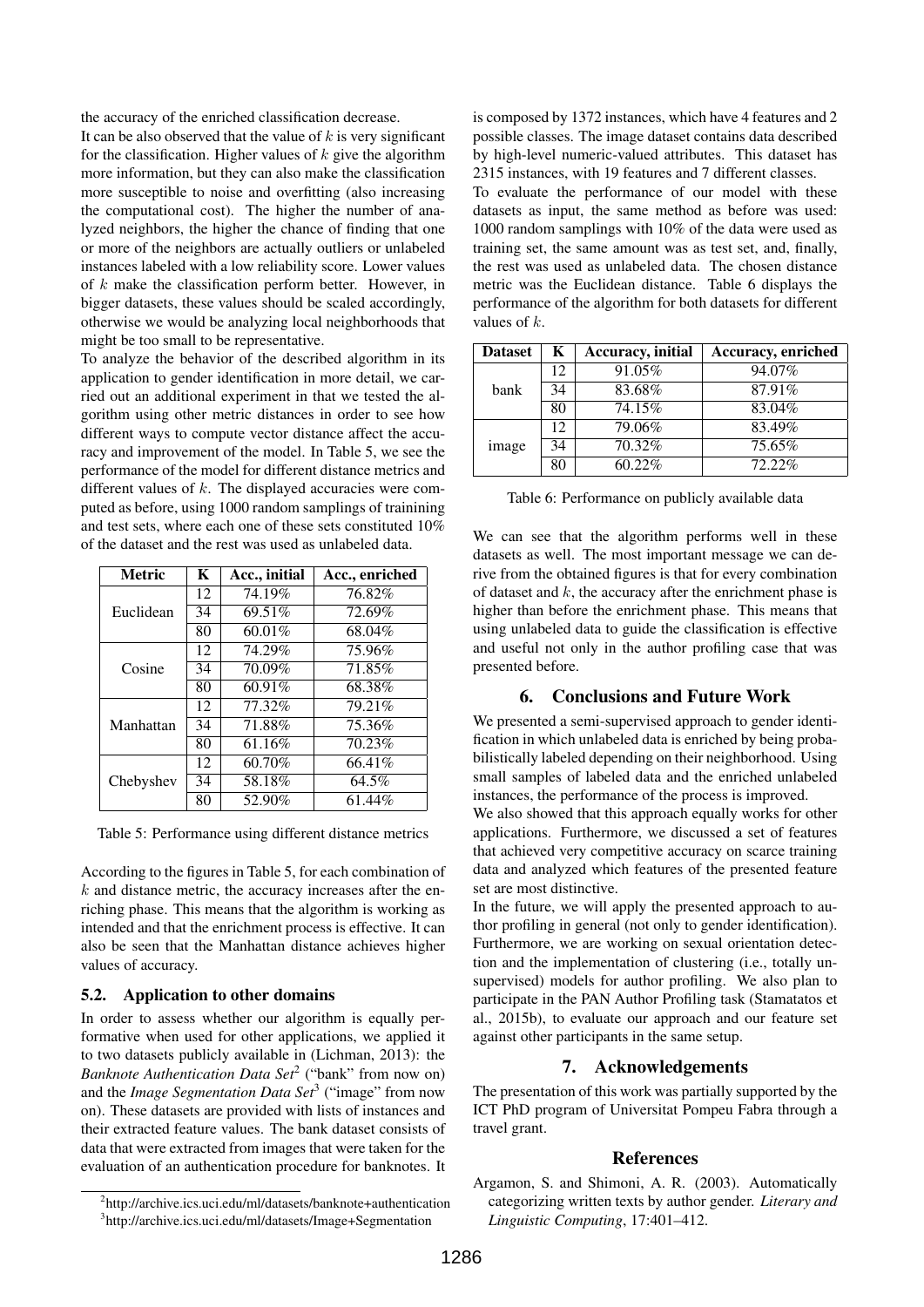the accuracy of the enriched classification decrease.

It can be also observed that the value of $k$ is very significant for the classification. Higher values of $k$ give the algorithm more information, but they can also make the classification more susceptible to noise and overfitting (also increasing the computational cost). The higher the number of analyzed neighbors, the higher the chance of finding that one or more of the neighbors are actually outliers or unlabeled instances labeled with a low reliability score. Lower values of $k$ make the classification perform better. However, in bigger datasets, these values should be scaled accordingly, otherwise we would be analyzing local neighborhoods that might be too small to be representative.

To analyze the behavior of the described algorithm in its application to gender identification in more detail, we carried out an additional experiment in that we tested the algorithm using other metric distances in order to see how different ways to compute vector distance affect the accuracy and improvement of the model. In Table 5, we see the performance of the model for different distance metrics and different values of $k$. The displayed accuracies were computed as before, using 1000 random samplings of trainining and test sets, where each one of these sets constituted 10% of the dataset and the rest was used as unlabeled data.

| Metric | K | Acc., initial | Acc., enriched |
|---|---|---|---|
| Euclidean | 12 | 74.19% | 76.82% |
| | 34 | 69.51% | 72.69% |
| | 80 | 60.01% | 68.04% |
| Cosine | 12 | 74.29% | 75.96% |
| | 34 | 70.09% | 71.85% |
| | 80 | 60.91% | 68.38% |
| Manhattan | 12 | 77.32% | 79.21% |
| | 34 | 71.88% | 75.36% |
| | 80 | 61.16% | 70.23% |
| Chebyshev | 12 | 60.70% | 66.41% |
| | 34 | 58.18% | 64.5% |
| | 80 | 52.90% | 61.44% |

Table 5: Performance using different distance metrics

According to the figures in Table 5, for each combination of $k$ and distance metric, the accuracy increases after the enriching phase. This means that the algorithm is working as intended and that the enrichment process is effective. It can also be seen that the Manhattan distance achieves higher values of accuracy.

### 5.2. Application to other domains

In order to assess whether our algorithm is equally performative when used for other applications, we applied it to two datasets publicly available in (Lichman, 2013): the *Banknote Authentication Data Set*[2] ("bank" from now on) and the *Image Segmentation Data Set*[3] ("image" from now on). These datasets are provided with lists of instances and their extracted feature values. The bank dataset consists of data that were extracted from images that were taken for the evaluation of an authentication procedure for banknotes. It is composed by 1372 instances, which have 4 features and 2 possible classes. The image dataset contains data described by high-level numeric-valued attributes. This dataset has 2315 instances, with 19 features and 7 different classes.

To evaluate the performance of our model with these datasets as input, the same method as before was used: 1000 random samplings with 10% of the data were used as training set, the same amount was as test set, and, finally, the rest was used as unlabeled data. The chosen distance metric was the Euclidean distance. Table 6 displays the performance of the algorithm for both datasets for different values of $k$.

| Dataset | K | Accuracy, initial | Accuracy, enriched |
|---|---|---|---|
| bank | 12 | 91.05% | 94.07% |
| | 34 | 83.68% | 87.91% |
| | 80 | 74.15% | 83.04% |
| image | 12 | 79.06% | 83.49% |
| | 34 | 70.32% | 75.65% |
| | 80 | 60.22% | 72.22% |

Table 6: Performance on publicly available data

We can see that the algorithm performs well in these datasets as well. The most important message we can derive from the obtained figures is that for every combination of dataset and $k$, the accuracy after the enrichment phase is higher than before the enrichment phase. This means that using unlabeled data to guide the classification is effective and useful not only in the author profiling case that was presented before.

## 6. Conclusions and Future Work

We presented a semi-supervised approach to gender identification in which unlabeled data is enriched by being probabilistically labeled depending on their neighborhood. Using small samples of labeled data and the enriched unlabeled instances, the performance of the process is improved.

We also showed that this approach equally works for other applications. Furthermore, we discussed a set of features that achieved very competitive accuracy on scarce training data and analyzed which features of the presented feature set are most distinctive.

In the future, we will apply the presented approach to author profiling in general (not only to gender identification). Furthermore, we are working on sexual orientation detection and the implementation of clustering (i.e., totally unsupervised) models for author profiling. We also plan to participate in the PAN Author Profiling task (Stamatatos et al., 2015b), to evaluate our approach and our feature set against other participants in the same setup.

## 7. Acknowledgements

The presentation of this work was partially supported by the ICT PhD program of Universitat Pompeu Fabra through a travel grant.

## References

Argamon, S. and Shimoni, A. R. (2003). Automatically categorizing written texts by author gender. *Literary and Linguistic Computing*, 17:401–412.

[2] http://archive.ics.uci.edu/ml/datasets/banknote+authentication

[3] http://archive.ics.uci.edu/ml/datasets/Image+Segmentation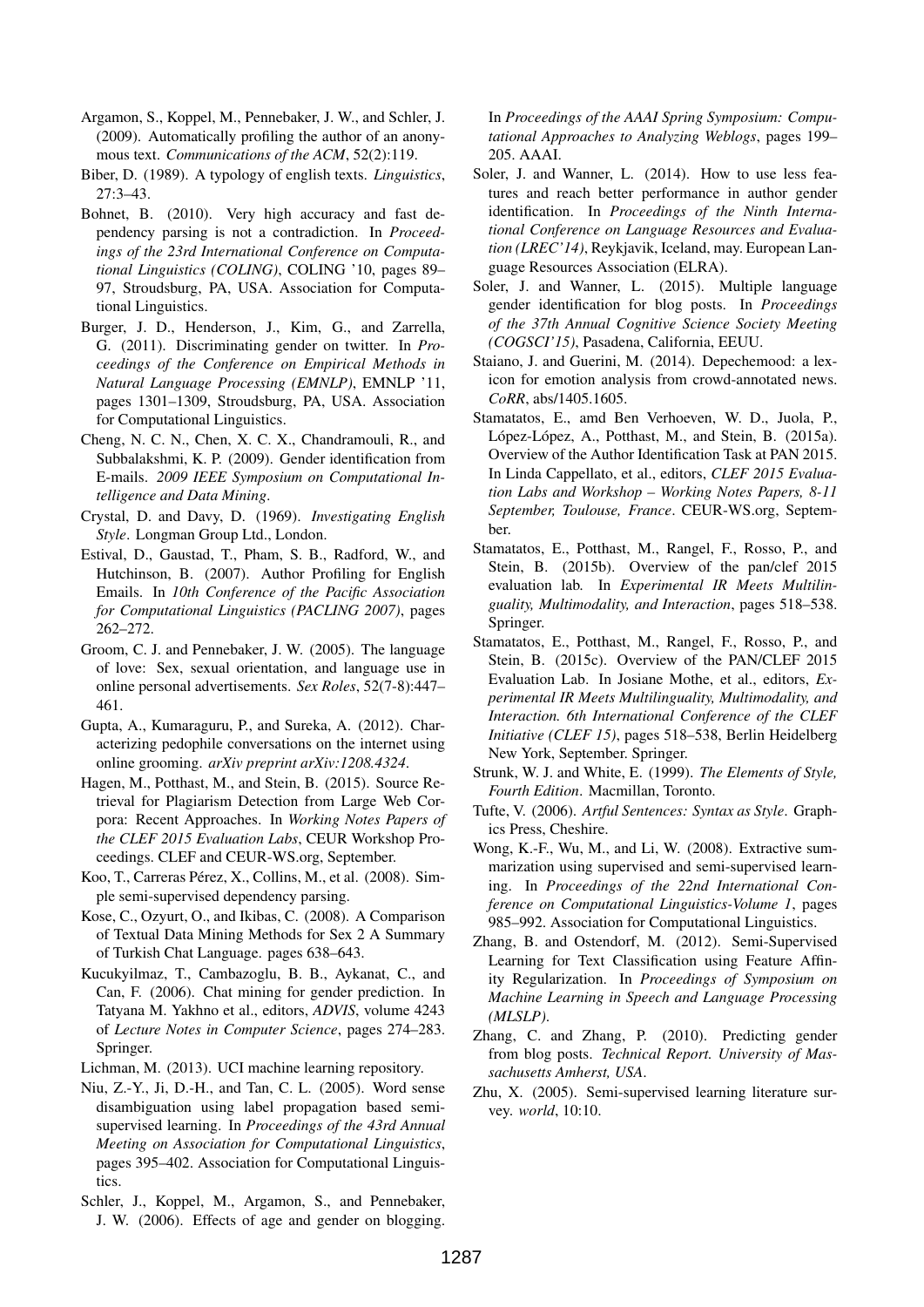Argamon, S., Koppel, M., Pennebaker, J. W., and Schler, J. (2009). Automatically profiling the author of an anonymous text. *Communications of the ACM*, 52(2):119.

Biber, D. (1989). A typology of english texts. *Linguistics*, 27:3–43.

Bohnet, B. (2010). Very high accuracy and fast dependency parsing is not a contradiction. In *Proceedings of the 23rd International Conference on Computational Linguistics (COLING)*, COLING '10, pages 89–97, Stroudsburg, PA, USA. Association for Computational Linguistics.

Burger, J. D., Henderson, J., Kim, G., and Zarrella, G. (2011). Discriminating gender on twitter. In *Proceedings of the Conference on Empirical Methods in Natural Language Processing (EMNLP)*, EMNLP '11, pages 1301–1309, Stroudsburg, PA, USA. Association for Computational Linguistics.

Cheng, N. C. N., Chen, X. C. X., Chandramouli, R., and Subbalakshmi, K. P. (2009). Gender identification from E-mails. *2009 IEEE Symposium on Computational Intelligence and Data Mining*.

Crystal, D. and Davy, D. (1969). *Investigating English Style*. Longman Group Ltd., London.

Estival, D., Gaustad, T., Pham, S. B., Radford, W., and Hutchinson, B. (2007). Author Profiling for English Emails. In *10th Conference of the Pacific Association for Computational Linguistics (PACLING 2007)*, pages 262–272.

Groom, C. J. and Pennebaker, J. W. (2005). The language of love: Sex, sexual orientation, and language use in online personal advertisements. *Sex Roles*, 52(7-8):447–461.

Gupta, A., Kumaraguru, P., and Sureka, A. (2012). Characterizing pedophile conversations on the internet using online grooming. *arXiv preprint arXiv:1208.4324*.

Hagen, M., Potthast, M., and Stein, B. (2015). Source Retrieval for Plagiarism Detection from Large Web Corpora: Recent Approaches. In *Working Notes Papers of the CLEF 2015 Evaluation Labs*, CEUR Workshop Proceedings. CLEF and CEUR-WS.org, September.

Koo, T., Carreras Pérez, X., Collins, M., et al. (2008). Simple semi-supervised dependency parsing.

Kose, C., Ozyurt, O., and Ikibas, C. (2008). A Comparison of Textual Data Mining Methods for Sex 2 A Summary of Turkish Chat Language. pages 638–643.

Kucukyilmaz, T., Cambazoglu, B. B., Aykanat, C., and Can, F. (2006). Chat mining for gender prediction. In Tatyana M. Yakhno et al., editors, *ADVIS*, volume 4243 of *Lecture Notes in Computer Science*, pages 274–283. Springer.

Lichman, M. (2013). UCI machine learning repository.

Niu, Z.-Y., Ji, D.-H., and Tan, C. L. (2005). Word sense disambiguation using label propagation based semi-supervised learning. In *Proceedings of the 43rd Annual Meeting on Association for Computational Linguistics*, pages 395–402. Association for Computational Linguistics.

Schler, J., Koppel, M., Argamon, S., and Pennebaker, J. W. (2006). Effects of age and gender on blogging. In *Proceedings of the AAAI Spring Symposium: Computational Approaches to Analyzing Weblogs*, pages 199–205. AAAI.

Soler, J. and Wanner, L. (2014). How to use less features and reach better performance in author gender identification. In *Proceedings of the Ninth International Conference on Language Resources and Evaluation (LREC'14)*, Reykjavik, Iceland, may. European Language Resources Association (ELRA).

Soler, J. and Wanner, L. (2015). Multiple language gender identification for blog posts. In *Proceedings of the 37th Annual Cognitive Science Society Meeting (COGSCI'15)*, Pasadena, California, EEUU.

Staiano, J. and Guerini, M. (2014). Depechemood: a lexicon for emotion analysis from crowd-annotated news. *CoRR*, abs/1405.1605.

Stamatatos, E., amd Ben Verhoeven, W. D., Juola, P., López-López, A., Potthast, M., and Stein, B. (2015a). Overview of the Author Identification Task at PAN 2015. In Linda Cappellato, et al., editors, *CLEF 2015 Evaluation Labs and Workshop – Working Notes Papers, 8-11 September, Toulouse, France*. CEUR-WS.org, September.

Stamatatos, E., Potthast, M., Rangel, F., Rosso, P., and Stein, B. (2015b). Overview of the pan/clef 2015 evaluation lab. In *Experimental IR Meets Multilinguality, Multimodality, and Interaction*, pages 518–538. Springer.

Stamatatos, E., Potthast, M., Rangel, F., Rosso, P., and Stein, B. (2015c). Overview of the PAN/CLEF 2015 Evaluation Lab. In Josiane Mothe, et al., editors, *Experimental IR Meets Multilinguality, Multimodality, and Interaction. 6th International Conference of the CLEF Initiative (CLEF 15)*, pages 518–538, Berlin Heidelberg New York, September. Springer.

Strunk, W. J. and White, E. (1999). *The Elements of Style, Fourth Edition*. Macmillan, Toronto.

Tufte, V. (2006). *Artful Sentences: Syntax as Style*. Graphics Press, Cheshire.

Wong, K.-F., Wu, M., and Li, W. (2008). Extractive summarization using supervised and semi-supervised learning. In *Proceedings of the 22nd International Conference on Computational Linguistics-Volume 1*, pages 985–992. Association for Computational Linguistics.

Zhang, B. and Ostendorf, M. (2012). Semi-Supervised Learning for Text Classification using Feature Affinity Regularization. In *Proceedings of Symposium on Machine Learning in Speech and Language Processing (MLSLP)*.

Zhang, C. and Zhang, P. (2010). Predicting gender from blog posts. *Technical Report. University of Massachusetts Amherst, USA*.

Zhu, X. (2005). Semi-supervised learning literature survey. *world*, 10:10.